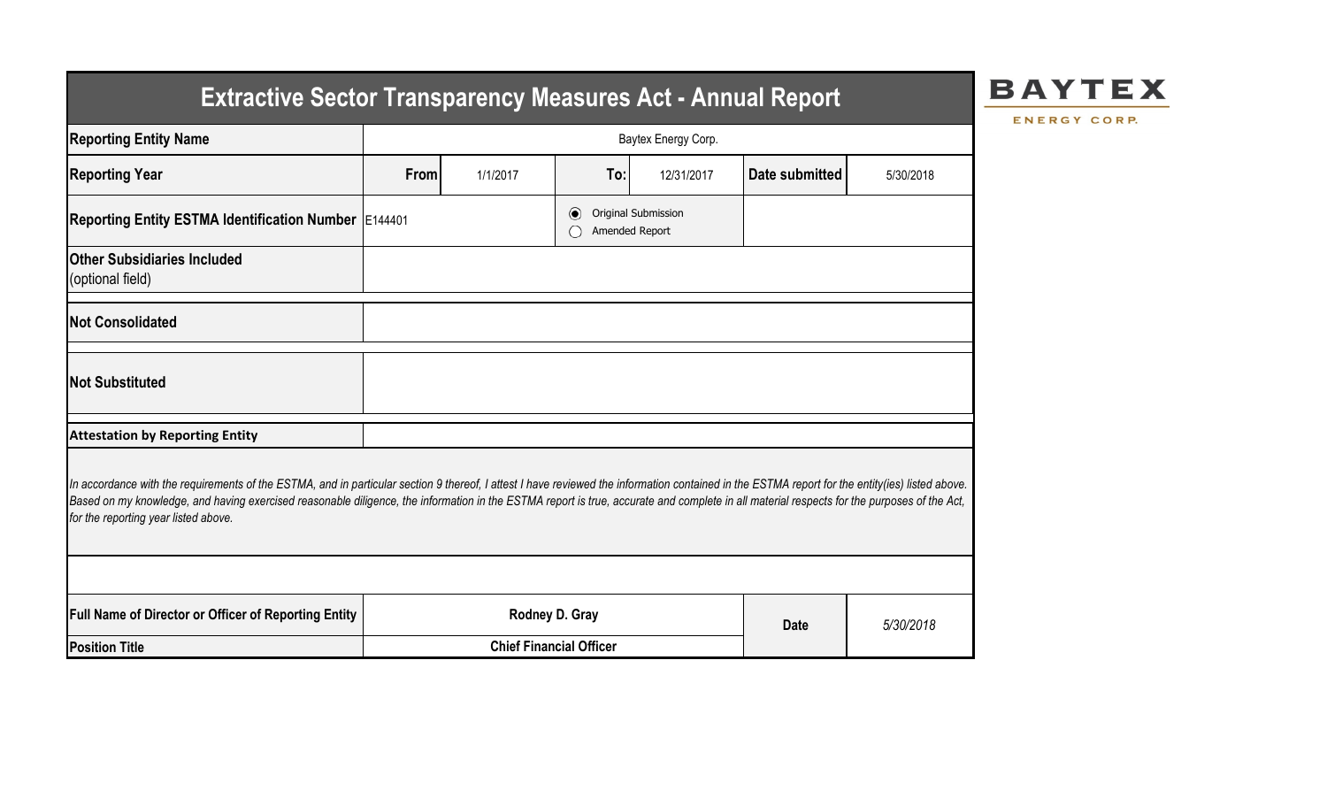# Extractive Sector Transparency Measures Act - Annual Report

**BAYTEX ENERGY CORP.**

| | | | | | | |
|---|---|---|---|---|---|---|
| **Reporting Entity Name** | Baytex Energy Corp. | | | | | |
| **Reporting Year** | **From** | 1/1/2017 | **To:** | 12/31/2017 | **Date submitted** | 5/30/2018 |
| **Reporting Entity ESTMA Identification Number** | E144401 | | ◉ Original Submission ◯ Amended Report | | | |
| **Other Subsidiaries Included** (optional field) | | | | | | |
| **Not Consolidated** | | | | | | |
| **Not Substituted** | | | | | | |

**Attestation by Reporting Entity**

*In accordance with the requirements of the ESTMA, and in particular section 9 thereof, I attest I have reviewed the information contained in the ESTMA report for the entity(ies) listed above. Based on my knowledge, and having exercised reasonable diligence, the information in the ESTMA report is true, accurate and complete in all material respects for the purposes of the Act, for the reporting year listed above.*

| | | | |
|---|---|---|---|
| **Full Name of Director or Officer of Reporting Entity** | **Rodney D. Gray** | **Date** | *5/30/2018* |
| **Position Title** | **Chief Financial Officer** | | |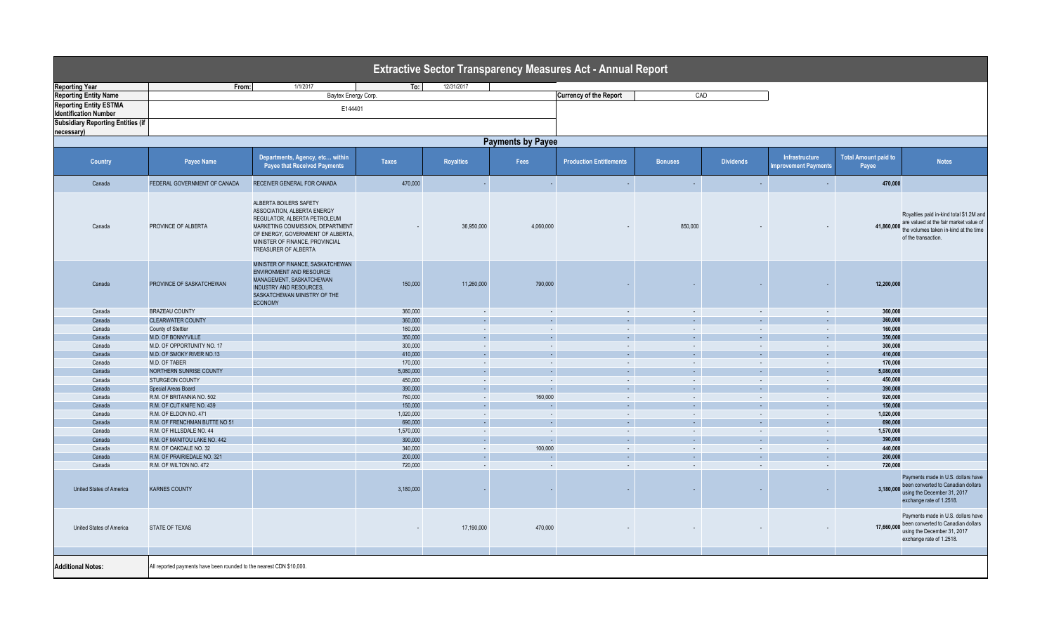# Extractive Sector Transparency Measures Act - Annual Report

| | | | |
|---|---|---|---|
| **Reporting Year** | From: 1/1/2017 | To: 12/31/2017 | |
| **Reporting Entity Name** | Baytex Energy Corp. | **Currency of the Report** | CAD |
| **Reporting Entity ESTMA Identification Number** | E144401 | | |
| **Subsidiary Reporting Entities (if necessary)** | | | |

## Payments by Payee

| Country | Payee Name | Departments, Agency, etc... within Payee that Received Payments | Taxes | Royalties | Fees | Production Entitlements | Bonuses | Dividends | Infrastructure Improvement Payments | Total Amount paid to Payee | Notes |
|---|---|---|---|---|---|---|---|---|---|---|---|
| Canada | FEDERAL GOVERNMENT OF CANADA | RECEIVER GENERAL FOR CANADA | 470,000 | - | - | - | - | - | - | 470,000 | |
| Canada | PROVINCE OF ALBERTA | ALBERTA BOILERS SAFETY ASSOCIATION, ALBERTA ENERGY REGULATOR, ALBERTA PETROLEUM MARKETING COMMISSION, DEPARTMENT OF ENERGY, GOVERNMENT OF ALBERTA, MINISTER OF FINANCE, PROVINCIAL TREASURER OF ALBERTA | - | 36,950,000 | 4,060,000 | - | 850,000 | - | - | 41,860,000 | Royalties paid in-kind total $1.2M and are valued at the fair market value of the volumes taken in-kind at the time of the transaction. |
| Canada | PROVINCE OF SASKATCHEWAN | MINISTER OF FINANCE, SASKATCHEWAN ENVIRONMENT AND RESOURCE MANAGEMENT, SASKATCHEWAN INDUSTRY AND RESOURCES, SASKATCHEWAN MINISTRY OF THE ECONOMY | 150,000 | 11,260,000 | 790,000 | - | - | - | - | 12,200,000 | |
| Canada | BRAZEAU COUNTY | | 360,000 | - | - | - | - | - | - | 360,000 | |
| Canada | CLEARWATER COUNTY | | 360,000 | - | - | - | - | - | - | 360,000 | |
| Canada | County of Stettler | | 160,000 | - | - | - | - | - | - | 160,000 | |
| Canada | M.D. OF BONNYVILLE | | 350,000 | - | - | - | - | - | - | 350,000 | |
| Canada | M.D. OF OPPORTUNITY NO. 17 | | 300,000 | - | - | - | - | - | - | 300,000 | |
| Canada | M.D. OF SMOKY RIVER NO.13 | | 410,000 | - | - | - | - | - | - | 410,000 | |
| Canada | M.D. OF TABER | | 170,000 | - | - | - | - | - | - | 170,000 | |
| Canada | NORTHERN SUNRISE COUNTY | | 5,080,000 | - | - | - | - | - | - | 5,080,000 | |
| Canada | STURGEON COUNTY | | 450,000 | - | - | - | - | - | - | 450,000 | |
| Canada | Special Areas Board | | 390,000 | - | - | - | - | - | - | 390,000 | |
| Canada | R.M. OF BRITANNIA NO. 502 | | 760,000 | - | 160,000 | - | - | - | - | 920,000 | |
| Canada | R.M. OF CUT KNIFE NO. 439 | | 150,000 | - | - | - | - | - | - | 150,000 | |
| Canada | R.M. OF ELDON NO. 471 | | 1,020,000 | - | - | - | - | - | - | 1,020,000 | |
| Canada | R.M. OF FRENCHMAN BUTTE NO 51 | | 690,000 | - | - | - | - | - | - | 690,000 | |
| Canada | R.M. OF HILLSDALE NO. 44 | | 1,570,000 | - | - | - | - | - | - | 1,570,000 | |
| Canada | R.M. OF MANITOU LAKE NO. 442 | | 390,000 | - | - | - | - | - | - | 390,000 | |
| Canada | R.M. OF OAKDALE NO. 32 | | 340,000 | - | 100,000 | - | - | - | - | 440,000 | |
| Canada | R.M. OF PRAIRIEDALE NO. 321 | | 200,000 | - | - | - | - | - | - | 200,000 | |
| Canada | R.M. OF WILTON NO. 472 | | 720,000 | - | - | - | - | - | - | 720,000 | |
| United States of America | KARNES COUNTY | | 3,180,000 | - | - | - | - | - | - | 3,180,000 | Payments made in U.S. dollars have been converted to Canadian dollars using the December 31, 2017 exchange rate of 1.2518. |
| United States of America | STATE OF TEXAS | | - | 17,190,000 | 470,000 | - | - | - | - | 17,660,000 | Payments made in U.S. dollars have been converted to Canadian dollars using the December 31, 2017 exchange rate of 1.2518. |

**Additional Notes:** All reported payments have been rounded to the nearest CDN $10,000.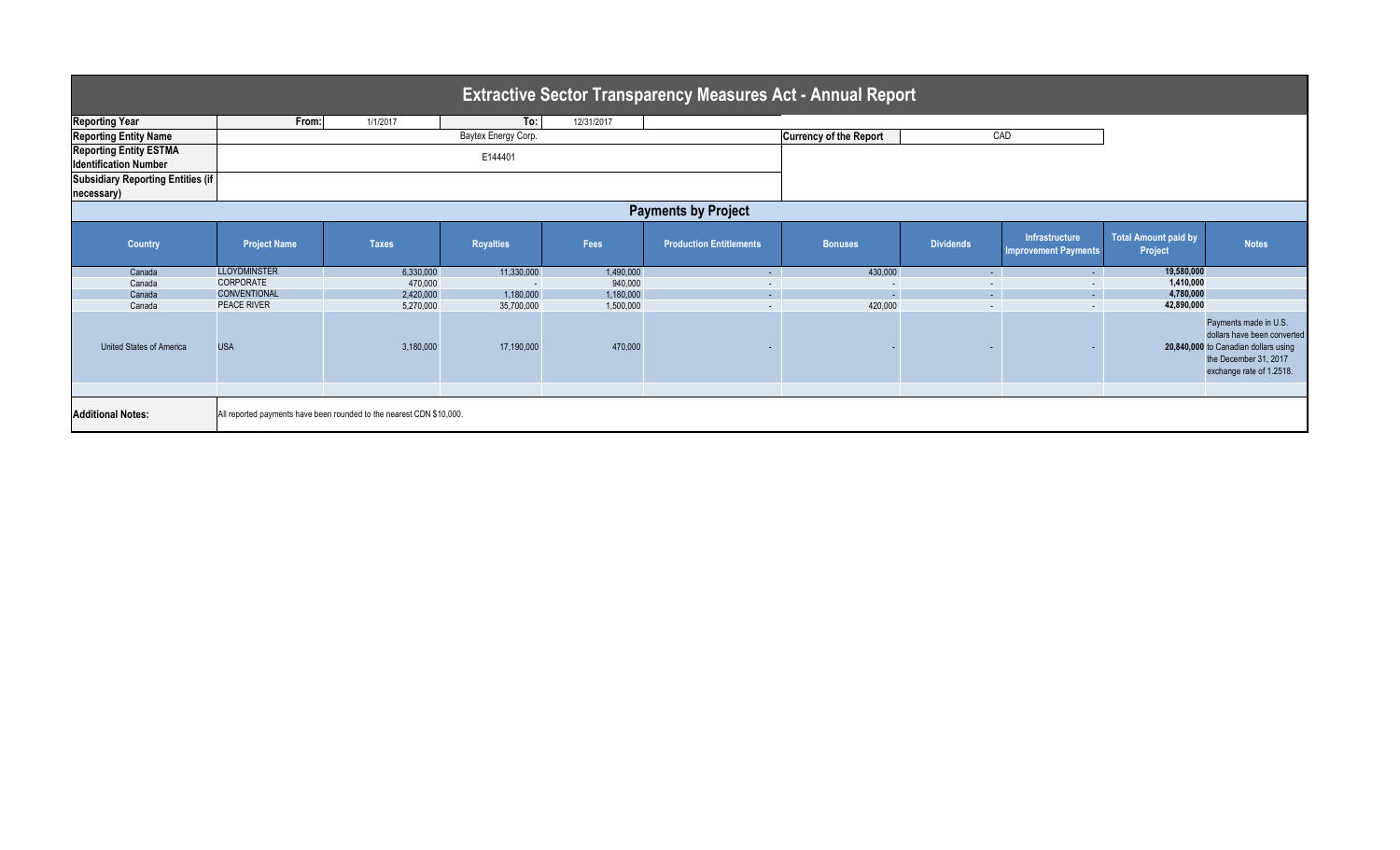# Extractive Sector Transparency Measures Act - Annual Report

| | | | | |
|---|---|---|---|---|
| **Reporting Year** | From: | 1/1/2017 | To: | 12/31/2017 |
| **Reporting Entity Name** | Baytex Energy Corp. | | **Currency of the Report** | CAD |
| **Reporting Entity ESTMA Identification Number** | E144401 | | | |
| **Subsidiary Reporting Entities (if necessary)** | | | | |

## Payments by Project

| Country | Project Name | Taxes | Royalties | Fees | Production Entitlements | Bonuses | Dividends | Infrastructure Improvement Payments | Total Amount paid by Project | Notes |
|---|---|---|---|---|---|---|---|---|---|---|
| Canada | LLOYDMINSTER | 6,330,000 | 11,330,000 | 1,490,000 | - | 430,000 | - | - | **19,580,000** | |
| Canada | CORPORATE | 470,000 | - | 940,000 | - | - | - | - | **1,410,000** | |
| Canada | CONVENTIONAL | 2,420,000 | 1,180,000 | 1,180,000 | - | - | - | - | **4,780,000** | |
| Canada | PEACE RIVER | 5,270,000 | 35,700,000 | 1,500,000 | - | 420,000 | - | - | **42,890,000** | |
| United States of America | USA | 3,180,000 | 17,190,000 | 470,000 | - | - | - | - | **20,840,000** | Payments made in U.S. dollars have been converted to Canadian dollars using the December 31, 2017 exchange rate of 1.2518. |

**Additional Notes:** All reported payments have been rounded to the nearest CDN $10,000.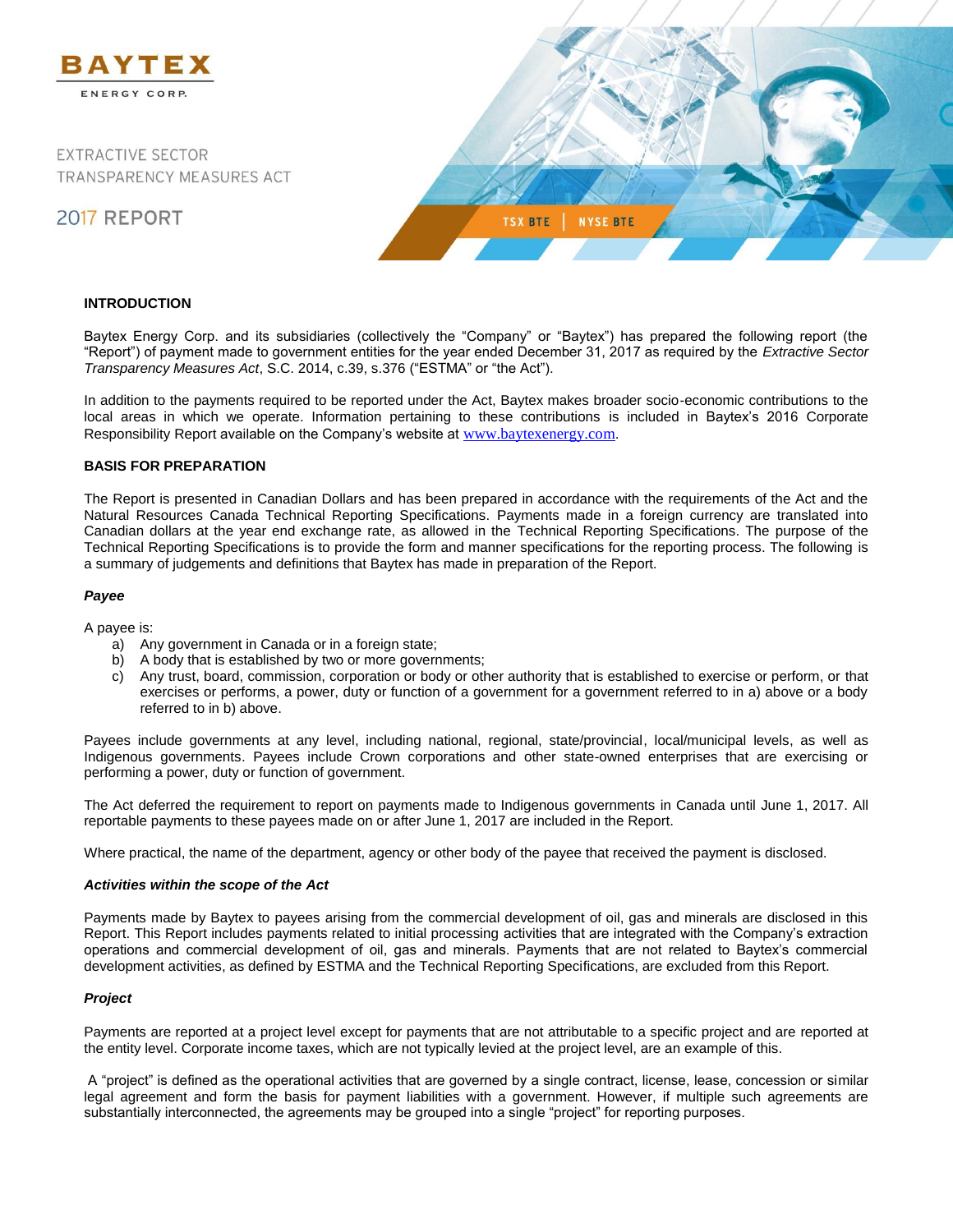BAYTEX

ENERGY CORP.

EXTRACTIVE SECTOR TRANSPARENCY MEASURES ACT

2017 REPORT

TSX BTE | NYSE BTE

**INTRODUCTION**

Baytex Energy Corp. and its subsidiaries (collectively the "Company" or "Baytex") has prepared the following report (the "Report") of payment made to government entities for the year ended December 31, 2017 as required by the *Extractive Sector Transparency Measures Act*, S.C. 2014, c.39, s.376 ("ESTMA" or "the Act").

In addition to the payments required to be reported under the Act, Baytex makes broader socio-economic contributions to the local areas in which we operate. Information pertaining to these contributions is included in Baytex's 2016 Corporate Responsibility Report available on the Company's website at www.baytexenergy.com.

**BASIS FOR PREPARATION**

The Report is presented in Canadian Dollars and has been prepared in accordance with the requirements of the Act and the Natural Resources Canada Technical Reporting Specifications. Payments made in a foreign currency are translated into Canadian dollars at the year end exchange rate, as allowed in the Technical Reporting Specifications. The purpose of the Technical Reporting Specifications is to provide the form and manner specifications for the reporting process. The following is a summary of judgements and definitions that Baytex has made in preparation of the Report.

***Payee***

A payee is:

a) Any government in Canada or in a foreign state;
b) A body that is established by two or more governments;
c) Any trust, board, commission, corporation or body or other authority that is established to exercise or perform, or that exercises or performs, a power, duty or function of a government for a government referred to in a) above or a body referred to in b) above.

Payees include governments at any level, including national, regional, state/provincial, local/municipal levels, as well as Indigenous governments. Payees include Crown corporations and other state-owned enterprises that are exercising or performing a power, duty or function of government.

The Act deferred the requirement to report on payments made to Indigenous governments in Canada until June 1, 2017. All reportable payments to these payees made on or after June 1, 2017 are included in the Report.

Where practical, the name of the department, agency or other body of the payee that received the payment is disclosed.

***Activities within the scope of the Act***

Payments made by Baytex to payees arising from the commercial development of oil, gas and minerals are disclosed in this Report. This Report includes payments related to initial processing activities that are integrated with the Company's extraction operations and commercial development of oil, gas and minerals. Payments that are not related to Baytex's commercial development activities, as defined by ESTMA and the Technical Reporting Specifications, are excluded from this Report.

***Project***

Payments are reported at a project level except for payments that are not attributable to a specific project and are reported at the entity level. Corporate income taxes, which are not typically levied at the project level, are an example of this.

A "project" is defined as the operational activities that are governed by a single contract, license, lease, concession or similar legal agreement and form the basis for payment liabilities with a government. However, if multiple such agreements are substantially interconnected, the agreements may be grouped into a single "project" for reporting purposes.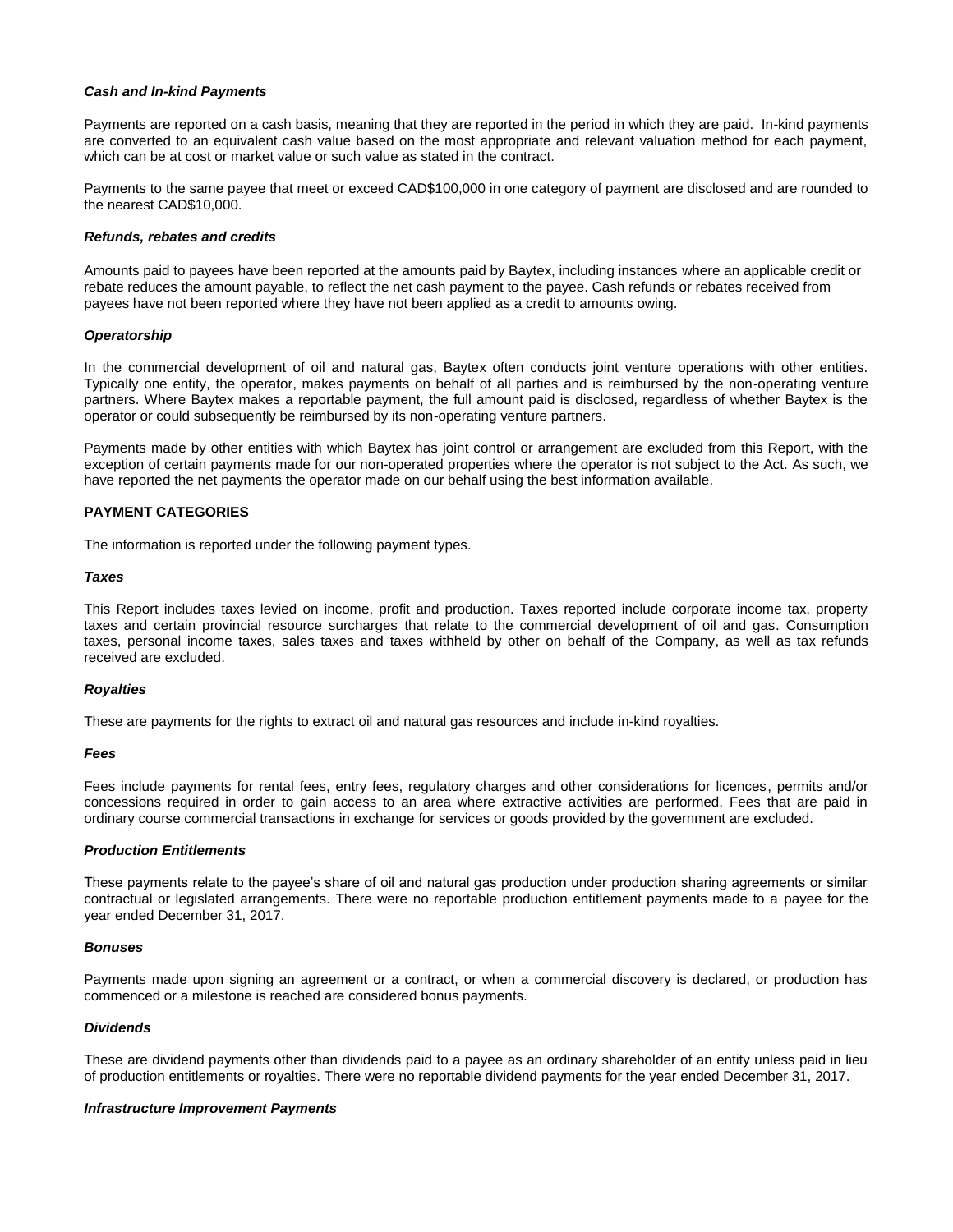### *Cash and In-kind Payments*

Payments are reported on a cash basis, meaning that they are reported in the period in which they are paid. In-kind payments are converted to an equivalent cash value based on the most appropriate and relevant valuation method for each payment, which can be at cost or market value or such value as stated in the contract.

Payments to the same payee that meet or exceed CAD$100,000 in one category of payment are disclosed and are rounded to the nearest CAD$10,000.

### *Refunds, rebates and credits*

Amounts paid to payees have been reported at the amounts paid by Baytex, including instances where an applicable credit or rebate reduces the amount payable, to reflect the net cash payment to the payee. Cash refunds or rebates received from payees have not been reported where they have not been applied as a credit to amounts owing.

### *Operatorship*

In the commercial development of oil and natural gas, Baytex often conducts joint venture operations with other entities. Typically one entity, the operator, makes payments on behalf of all parties and is reimbursed by the non-operating venture partners. Where Baytex makes a reportable payment, the full amount paid is disclosed, regardless of whether Baytex is the operator or could subsequently be reimbursed by its non-operating venture partners.

Payments made by other entities with which Baytex has joint control or arrangement are excluded from this Report, with the exception of certain payments made for our non-operated properties where the operator is not subject to the Act. As such, we have reported the net payments the operator made on our behalf using the best information available.

## PAYMENT CATEGORIES

The information is reported under the following payment types.

### *Taxes*

This Report includes taxes levied on income, profit and production. Taxes reported include corporate income tax, property taxes and certain provincial resource surcharges that relate to the commercial development of oil and gas. Consumption taxes, personal income taxes, sales taxes and taxes withheld by other on behalf of the Company, as well as tax refunds received are excluded.

### *Royalties*

These are payments for the rights to extract oil and natural gas resources and include in-kind royalties.

### *Fees*

Fees include payments for rental fees, entry fees, regulatory charges and other considerations for licences, permits and/or concessions required in order to gain access to an area where extractive activities are performed. Fees that are paid in ordinary course commercial transactions in exchange for services or goods provided by the government are excluded.

### *Production Entitlements*

These payments relate to the payee's share of oil and natural gas production under production sharing agreements or similar contractual or legislated arrangements. There were no reportable production entitlement payments made to a payee for the year ended December 31, 2017.

### *Bonuses*

Payments made upon signing an agreement or a contract, or when a commercial discovery is declared, or production has commenced or a milestone is reached are considered bonus payments.

### *Dividends*

These are dividend payments other than dividends paid to a payee as an ordinary shareholder of an entity unless paid in lieu of production entitlements or royalties. There were no reportable dividend payments for the year ended December 31, 2017.

### *Infrastructure Improvement Payments*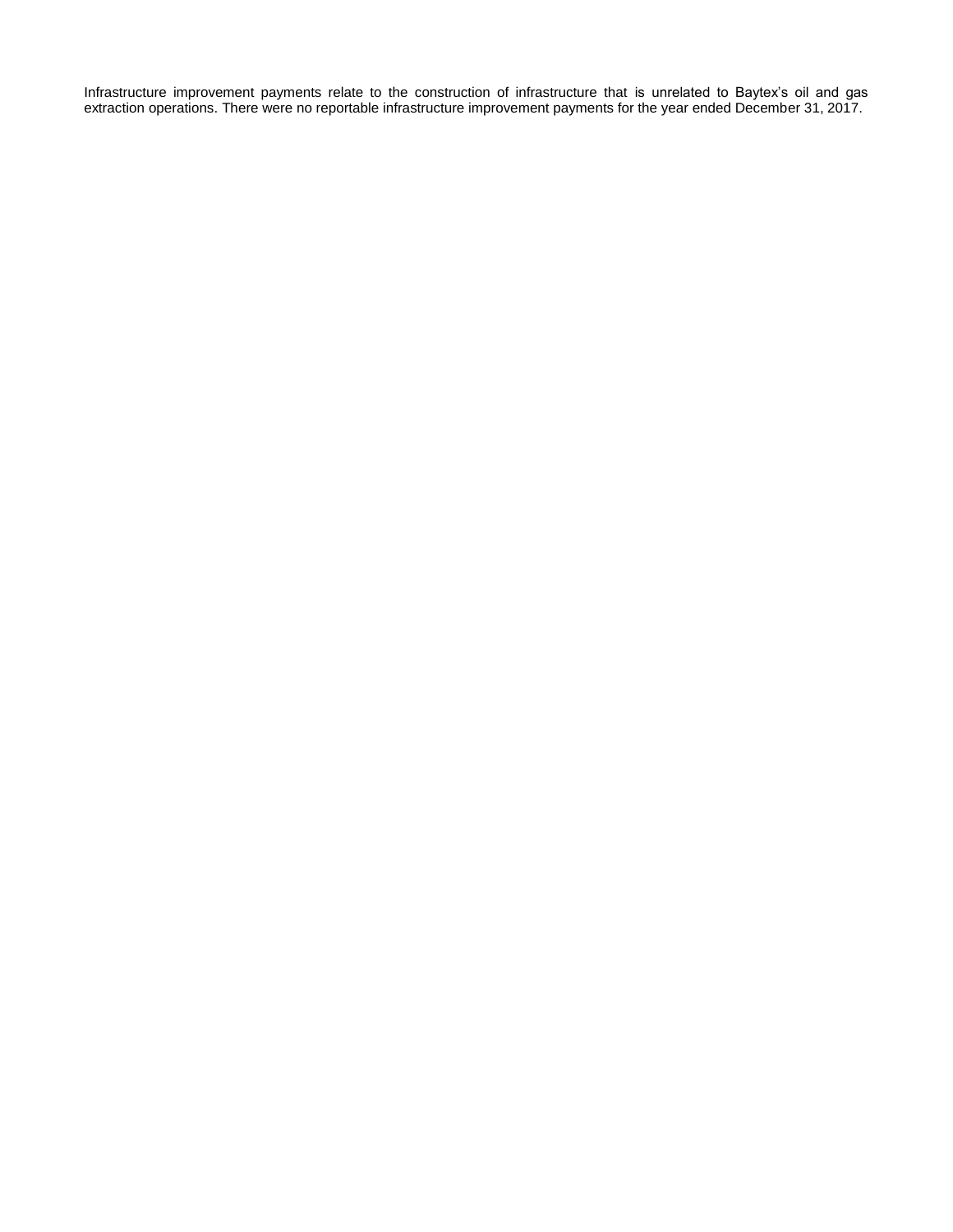Infrastructure improvement payments relate to the construction of infrastructure that is unrelated to Baytex's oil and gas extraction operations. There were no reportable infrastructure improvement payments for the year ended December 31, 2017.